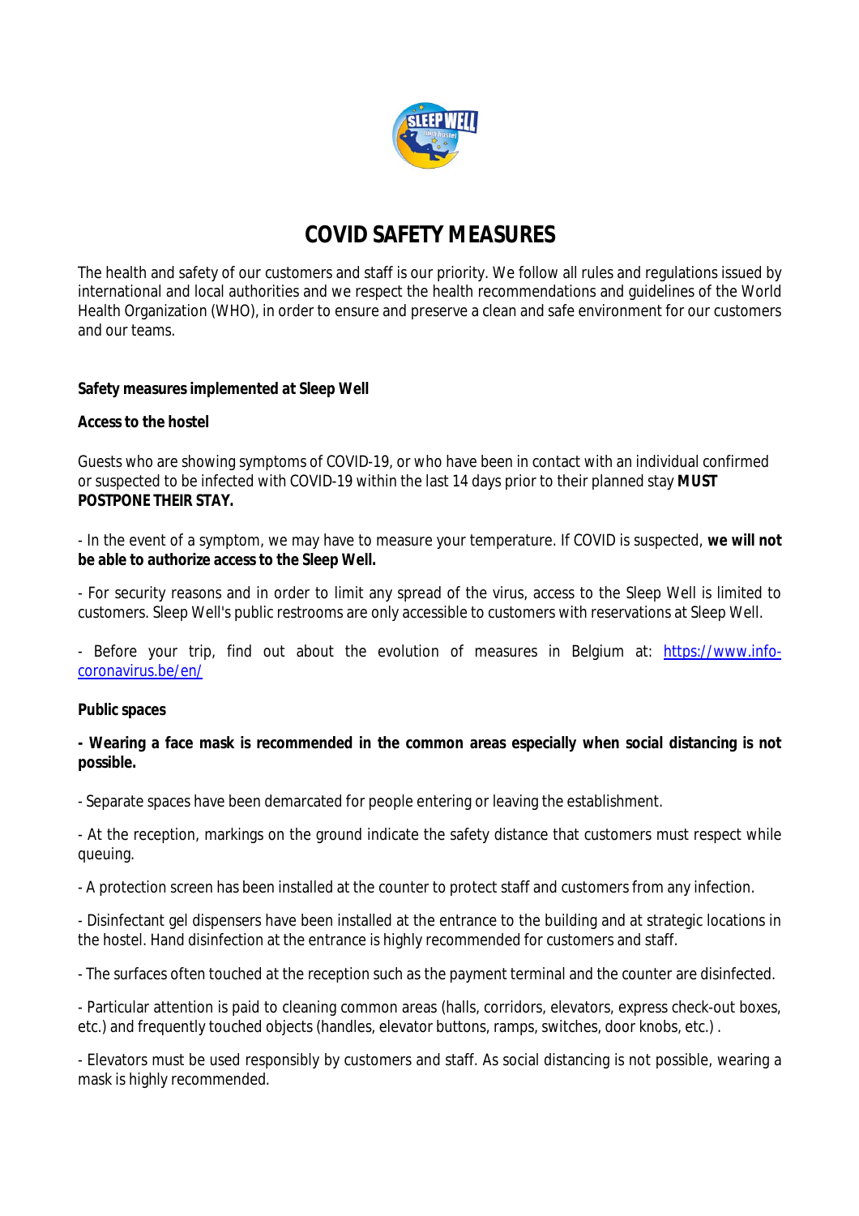# COVID SAFETY MEASURES

The health and safety of our customers and staff is our priority. We follow all rules and regulations issued by international and local authorities and we respect the health recommendations and guidelines of the World Health Organization (WHO), in order to ensure and preserve a clean and safe environment for our customers and our teams.

**Safety measures implemented at Sleep Well**

**Access to the hostel**

Guests who are showing symptoms of COVID-19, or who have been in contact with an individual confirmed or suspected to be infected with COVID-19 within the last 14 days prior to their planned stay **MUST POSTPONE THEIR STAY.**

- In the event of a symptom, we may have to measure your temperature. If COVID is suspected, **we will not be able to authorize access to the Sleep Well.**

- For security reasons and in order to limit any spread of the virus, access to the Sleep Well is limited to customers. Sleep Well's public restrooms are only accessible to customers with reservations at Sleep Well.

- Before your trip, find out about the evolution of measures in Belgium at: [https://www.info-coronavirus.be/en/](https://www.info-coronavirus.be/en/)

**Public spaces**

**- Wearing a face mask is recommended in the common areas especially when social distancing is not possible.**

- Separate spaces have been demarcated for people entering or leaving the establishment.

- At the reception, markings on the ground indicate the safety distance that customers must respect while queuing.

- A protection screen has been installed at the counter to protect staff and customers from any infection.

- Disinfectant gel dispensers have been installed at the entrance to the building and at strategic locations in the hostel. Hand disinfection at the entrance is highly recommended for customers and staff.

- The surfaces often touched at the reception such as the payment terminal and the counter are disinfected.

- Particular attention is paid to cleaning common areas (halls, corridors, elevators, express check-out boxes, etc.) and frequently touched objects (handles, elevator buttons, ramps, switches, door knobs, etc.) .

- Elevators must be used responsibly by customers and staff. As social distancing is not possible, wearing a mask is highly recommended.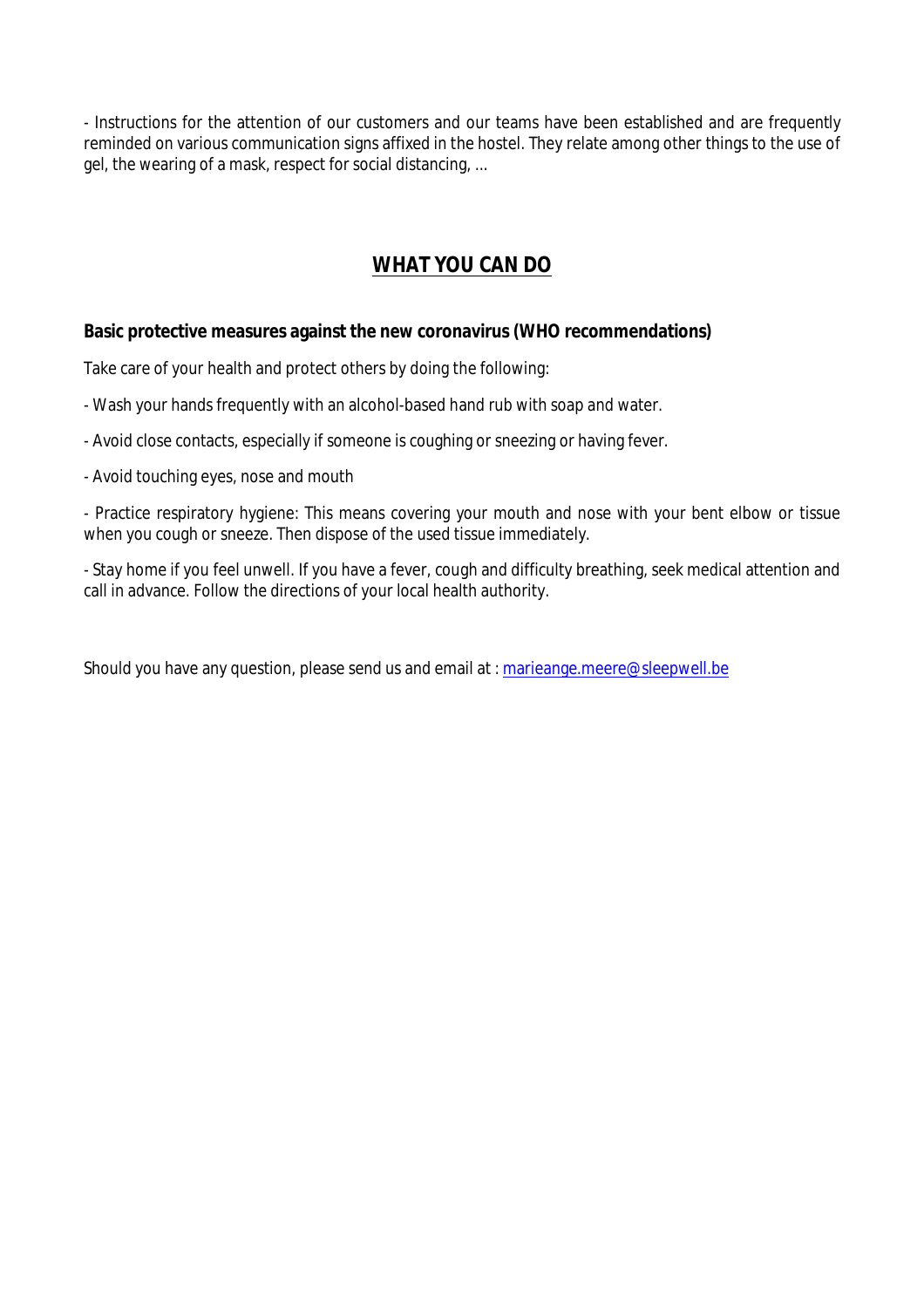- Instructions for the attention of our customers and our teams have been established and are frequently reminded on various communication signs affixed in the hostel. They relate among other things to the use of gel, the wearing of a mask, respect for social distancing, ...

## WHAT YOU CAN DO

**Basic protective measures against the new coronavirus (WHO recommendations)**

Take care of your health and protect others by doing the following:

- Wash your hands frequently with an alcohol-based hand rub with soap and water.

- Avoid close contacts, especially if someone is coughing or sneezing or having fever.

- Avoid touching eyes, nose and mouth

- Practice respiratory hygiene: This means covering your mouth and nose with your bent elbow or tissue when you cough or sneeze. Then dispose of the used tissue immediately.

- Stay home if you feel unwell. If you have a fever, cough and difficulty breathing, seek medical attention and call in advance. Follow the directions of your local health authority.

Should you have any question, please send us and email at : marieange.meere@sleepwell.be